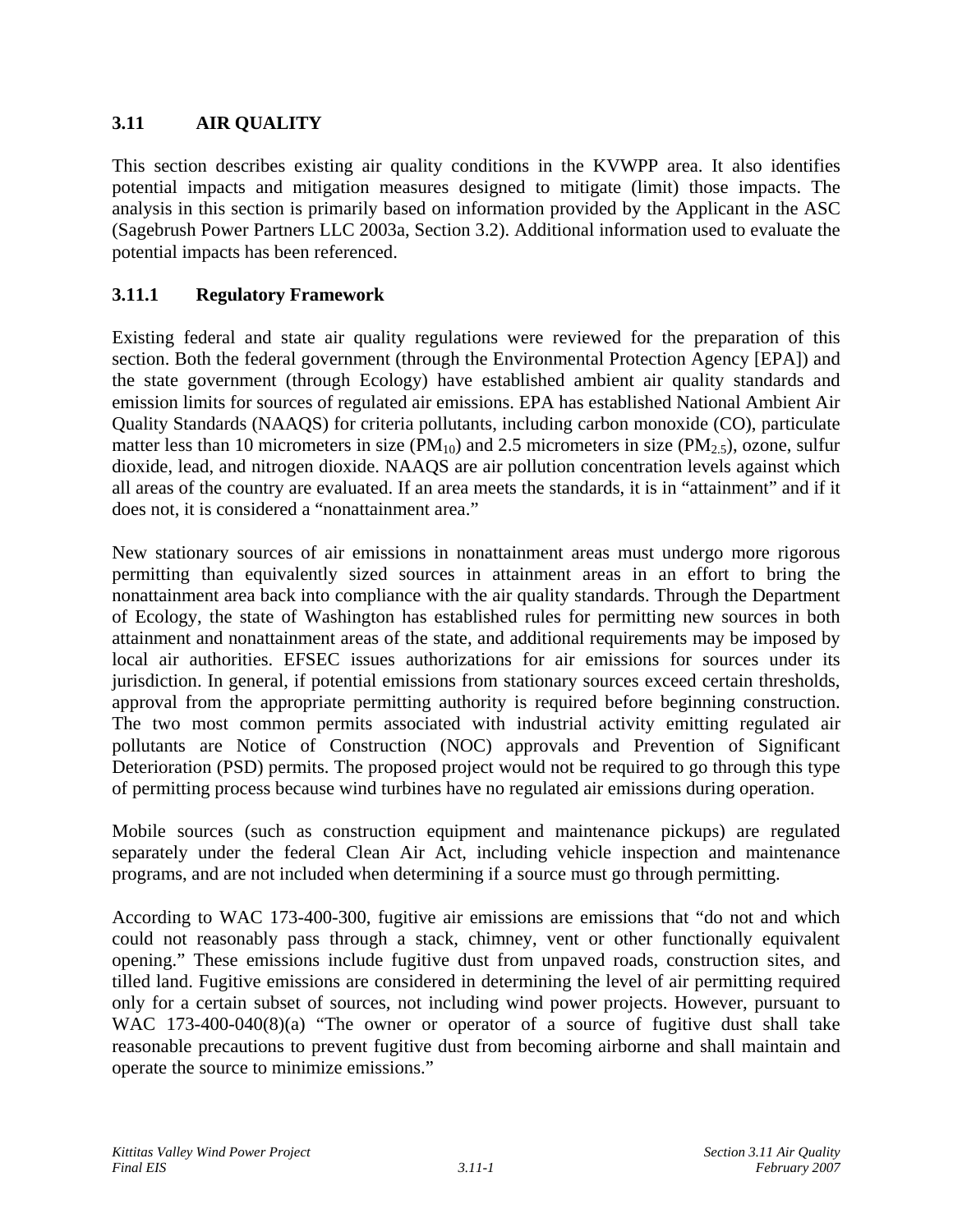## 3.11 AIR QUALITY

This section describes existing air quality conditions in the KVWPP area. It also identifies potential impacts and mitigation measures designed to mitigate (limit) those impacts. The analysis in this section is primarily based on information provided by the Applicant in the ASC (Sagebrush Power Partners LLC 2003a, Section 3.2). Additional information used to evaluate the potential impacts has been referenced.

### 3.11.1 Regulatory Framework

Existing federal and state air quality regulations were reviewed for the preparation of this section. Both the federal government (through the Environmental Protection Agency [EPA]) and the state government (through Ecology) have established ambient air quality standards and emission limits for sources of regulated air emissions. EPA has established National Ambient Air Quality Standards (NAAQS) for criteria pollutants, including carbon monoxide (CO), particulate matter less than 10 micrometers in size ($PM_{10}$) and 2.5 micrometers in size ($PM_{2.5}$), ozone, sulfur dioxide, lead, and nitrogen dioxide. NAAQS are air pollution concentration levels against which all areas of the country are evaluated. If an area meets the standards, it is in "attainment" and if it does not, it is considered a "nonattainment area."

New stationary sources of air emissions in nonattainment areas must undergo more rigorous permitting than equivalently sized sources in attainment areas in an effort to bring the nonattainment area back into compliance with the air quality standards. Through the Department of Ecology, the state of Washington has established rules for permitting new sources in both attainment and nonattainment areas of the state, and additional requirements may be imposed by local air authorities. EFSEC issues authorizations for air emissions for sources under its jurisdiction. In general, if potential emissions from stationary sources exceed certain thresholds, approval from the appropriate permitting authority is required before beginning construction. The two most common permits associated with industrial activity emitting regulated air pollutants are Notice of Construction (NOC) approvals and Prevention of Significant Deterioration (PSD) permits. The proposed project would not be required to go through this type of permitting process because wind turbines have no regulated air emissions during operation.

Mobile sources (such as construction equipment and maintenance pickups) are regulated separately under the federal Clean Air Act, including vehicle inspection and maintenance programs, and are not included when determining if a source must go through permitting.

According to WAC 173-400-300, fugitive air emissions are emissions that "do not and which could not reasonably pass through a stack, chimney, vent or other functionally equivalent opening." These emissions include fugitive dust from unpaved roads, construction sites, and tilled land. Fugitive emissions are considered in determining the level of air permitting required only for a certain subset of sources, not including wind power projects. However, pursuant to WAC 173-400-040(8)(a) "The owner or operator of a source of fugitive dust shall take reasonable precautions to prevent fugitive dust from becoming airborne and shall maintain and operate the source to minimize emissions."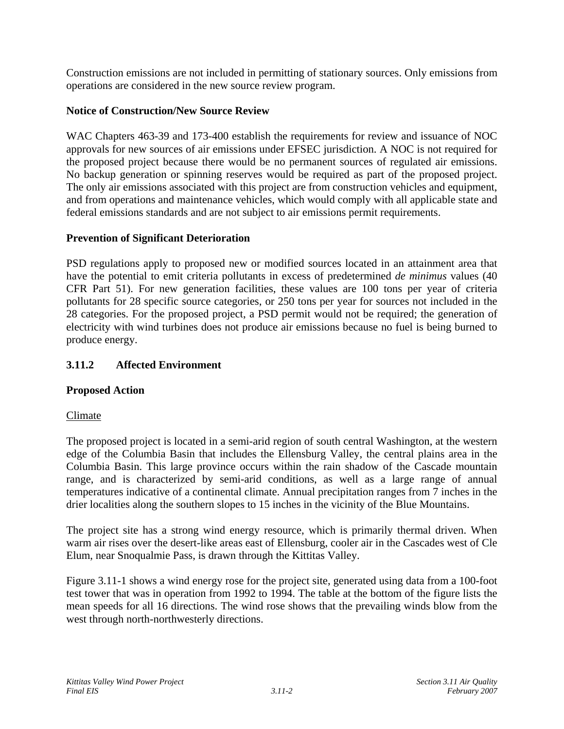Construction emissions are not included in permitting of stationary sources. Only emissions from operations are considered in the new source review program.

**Notice of Construction/New Source Review**

WAC Chapters 463-39 and 173-400 establish the requirements for review and issuance of NOC approvals for new sources of air emissions under EFSEC jurisdiction. A NOC is not required for the proposed project because there would be no permanent sources of regulated air emissions. No backup generation or spinning reserves would be required as part of the proposed project. The only air emissions associated with this project are from construction vehicles and equipment, and from operations and maintenance vehicles, which would comply with all applicable state and federal emissions standards and are not subject to air emissions permit requirements.

**Prevention of Significant Deterioration**

PSD regulations apply to proposed new or modified sources located in an attainment area that have the potential to emit criteria pollutants in excess of predetermined *de minimus* values (40 CFR Part 51). For new generation facilities, these values are 100 tons per year of criteria pollutants for 28 specific source categories, or 250 tons per year for sources not included in the 28 categories. For the proposed project, a PSD permit would not be required; the generation of electricity with wind turbines does not produce air emissions because no fuel is being burned to produce energy.

### 3.11.2 Affected Environment

**Proposed Action**

Climate

The proposed project is located in a semi-arid region of south central Washington, at the western edge of the Columbia Basin that includes the Ellensburg Valley, the central plains area in the Columbia Basin. This large province occurs within the rain shadow of the Cascade mountain range, and is characterized by semi-arid conditions, as well as a large range of annual temperatures indicative of a continental climate. Annual precipitation ranges from 7 inches in the drier localities along the southern slopes to 15 inches in the vicinity of the Blue Mountains.

The project site has a strong wind energy resource, which is primarily thermal driven. When warm air rises over the desert-like areas east of Ellensburg, cooler air in the Cascades west of Cle Elum, near Snoqualmie Pass, is drawn through the Kittitas Valley.

Figure 3.11-1 shows a wind energy rose for the project site, generated using data from a 100-foot test tower that was in operation from 1992 to 1994. The table at the bottom of the figure lists the mean speeds for all 16 directions. The wind rose shows that the prevailing winds blow from the west through north-northwesterly directions.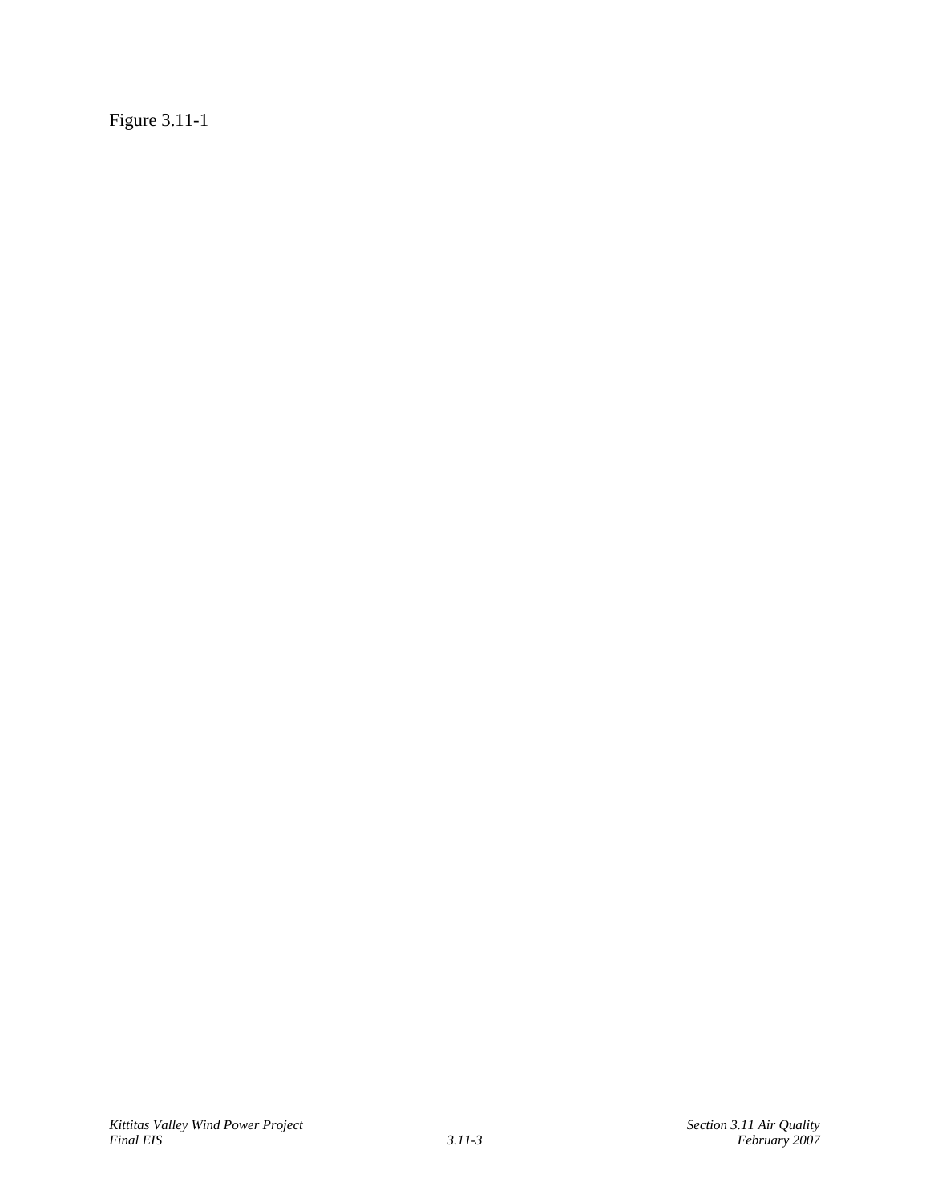Figure 3.11-1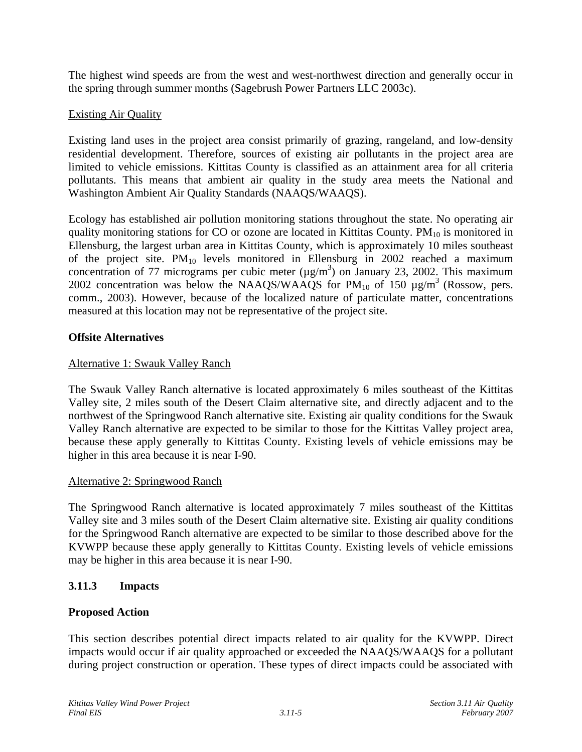The highest wind speeds are from the west and west-northwest direction and generally occur in the spring through summer months (Sagebrush Power Partners LLC 2003c).

Existing Air Quality

Existing land uses in the project area consist primarily of grazing, rangeland, and low-density residential development. Therefore, sources of existing air pollutants in the project area are limited to vehicle emissions. Kittitas County is classified as an attainment area for all criteria pollutants. This means that ambient air quality in the study area meets the National and Washington Ambient Air Quality Standards (NAAQS/WAAQS).

Ecology has established air pollution monitoring stations throughout the state. No operating air quality monitoring stations for CO or ozone are located in Kittitas County. $PM_{10}$ is monitored in Ellensburg, the largest urban area in Kittitas County, which is approximately 10 miles southeast of the project site. $PM_{10}$ levels monitored in Ellensburg in 2002 reached a maximum concentration of 77 micrograms per cubic meter ($\mu g/m^3$) on January 23, 2002. This maximum 2002 concentration was below the NAAQS/WAAQS for $PM_{10}$ of 150 $\mu g/m^3$ (Rossow, pers. comm., 2003). However, because of the localized nature of particulate matter, concentrations measured at this location may not be representative of the project site.

**Offsite Alternatives**

Alternative 1: Swauk Valley Ranch

The Swauk Valley Ranch alternative is located approximately 6 miles southeast of the Kittitas Valley site, 2 miles south of the Desert Claim alternative site, and directly adjacent and to the northwest of the Springwood Ranch alternative site. Existing air quality conditions for the Swauk Valley Ranch alternative are expected to be similar to those for the Kittitas Valley project area, because these apply generally to Kittitas County. Existing levels of vehicle emissions may be higher in this area because it is near I-90.

Alternative 2: Springwood Ranch

The Springwood Ranch alternative is located approximately 7 miles southeast of the Kittitas Valley site and 3 miles south of the Desert Claim alternative site. Existing air quality conditions for the Springwood Ranch alternative are expected to be similar to those described above for the KVWPP because these apply generally to Kittitas County. Existing levels of vehicle emissions may be higher in this area because it is near I-90.

### 3.11.3 Impacts

**Proposed Action**

This section describes potential direct impacts related to air quality for the KVWPP. Direct impacts would occur if air quality approached or exceeded the NAAQS/WAAQS for a pollutant during project construction or operation. These types of direct impacts could be associated with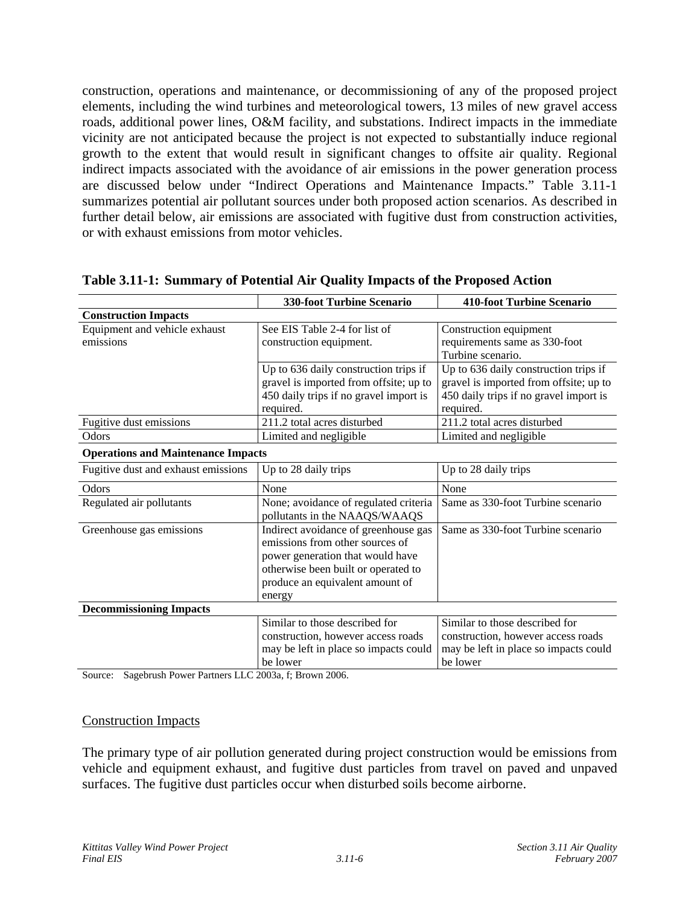construction, operations and maintenance, or decommissioning of any of the proposed project elements, including the wind turbines and meteorological towers, 13 miles of new gravel access roads, additional power lines, O&M facility, and substations. Indirect impacts in the immediate vicinity are not anticipated because the project is not expected to substantially induce regional growth to the extent that would result in significant changes to offsite air quality. Regional indirect impacts associated with the avoidance of air emissions in the power generation process are discussed below under "Indirect Operations and Maintenance Impacts." Table 3.11-1 summarizes potential air pollutant sources under both proposed action scenarios. As described in further detail below, air emissions are associated with fugitive dust from construction activities, or with exhaust emissions from motor vehicles.

**Table 3.11-1: Summary of Potential Air Quality Impacts of the Proposed Action**

| | 330-foot Turbine Scenario | 410-foot Turbine Scenario |
|---|---|---|
| **Construction Impacts** | | |
| Equipment and vehicle exhaust emissions | See EIS Table 2-4 for list of construction equipment. | Construction equipment requirements same as 330-foot Turbine scenario. |
| | Up to 636 daily construction trips if gravel is imported from offsite; up to 450 daily trips if no gravel import is required. | Up to 636 daily construction trips if gravel is imported from offsite; up to 450 daily trips if no gravel import is required. |
| Fugitive dust emissions | 211.2 total acres disturbed | 211.2 total acres disturbed |
| Odors | Limited and negligible | Limited and negligible |
| **Operations and Maintenance Impacts** | | |
| Fugitive dust and exhaust emissions | Up to 28 daily trips | Up to 28 daily trips |
| Odors | None | None |
| Regulated air pollutants | None; avoidance of regulated criteria pollutants in the NAAQS/WAAQS | Same as 330-foot Turbine scenario |
| Greenhouse gas emissions | Indirect avoidance of greenhouse gas emissions from other sources of power generation that would have otherwise been built or operated to produce an equivalent amount of energy | Same as 330-foot Turbine scenario |
| **Decommissioning Impacts** | | |
| | Similar to those described for construction, however access roads may be left in place so impacts could be lower | Similar to those described for construction, however access roads may be left in place so impacts could be lower |

Source: Sagebrush Power Partners LLC 2003a, f; Brown 2006.

## Construction Impacts

The primary type of air pollution generated during project construction would be emissions from vehicle and equipment exhaust, and fugitive dust particles from travel on paved and unpaved surfaces. The fugitive dust particles occur when disturbed soils become airborne.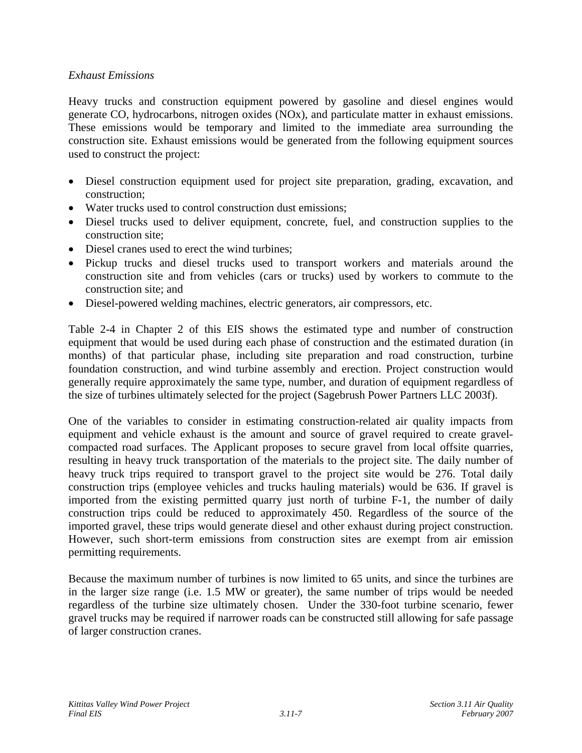*Exhaust Emissions*

Heavy trucks and construction equipment powered by gasoline and diesel engines would generate CO, hydrocarbons, nitrogen oxides (NOx), and particulate matter in exhaust emissions. These emissions would be temporary and limited to the immediate area surrounding the construction site. Exhaust emissions would be generated from the following equipment sources used to construct the project:

- Diesel construction equipment used for project site preparation, grading, excavation, and construction;
- Water trucks used to control construction dust emissions;
- Diesel trucks used to deliver equipment, concrete, fuel, and construction supplies to the construction site;
- Diesel cranes used to erect the wind turbines;
- Pickup trucks and diesel trucks used to transport workers and materials around the construction site and from vehicles (cars or trucks) used by workers to commute to the construction site; and
- Diesel-powered welding machines, electric generators, air compressors, etc.

Table 2-4 in Chapter 2 of this EIS shows the estimated type and number of construction equipment that would be used during each phase of construction and the estimated duration (in months) of that particular phase, including site preparation and road construction, turbine foundation construction, and wind turbine assembly and erection. Project construction would generally require approximately the same type, number, and duration of equipment regardless of the size of turbines ultimately selected for the project (Sagebrush Power Partners LLC 2003f).

One of the variables to consider in estimating construction-related air quality impacts from equipment and vehicle exhaust is the amount and source of gravel required to create gravel-compacted road surfaces. The Applicant proposes to secure gravel from local offsite quarries, resulting in heavy truck transportation of the materials to the project site. The daily number of heavy truck trips required to transport gravel to the project site would be 276. Total daily construction trips (employee vehicles and trucks hauling materials) would be 636. If gravel is imported from the existing permitted quarry just north of turbine F-1, the number of daily construction trips could be reduced to approximately 450. Regardless of the source of the imported gravel, these trips would generate diesel and other exhaust during project construction. However, such short-term emissions from construction sites are exempt from air emission permitting requirements.

Because the maximum number of turbines is now limited to 65 units, and since the turbines are in the larger size range (i.e. 1.5 MW or greater), the same number of trips would be needed regardless of the turbine size ultimately chosen. Under the 330-foot turbine scenario, fewer gravel trucks may be required if narrower roads can be constructed still allowing for safe passage of larger construction cranes.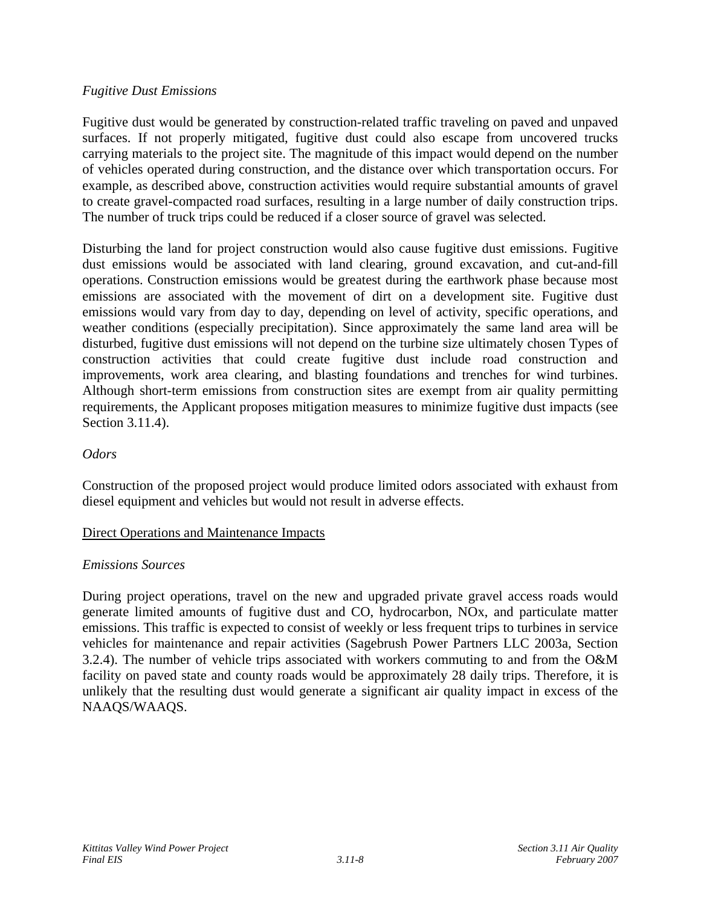*Fugitive Dust Emissions*

Fugitive dust would be generated by construction-related traffic traveling on paved and unpaved surfaces. If not properly mitigated, fugitive dust could also escape from uncovered trucks carrying materials to the project site. The magnitude of this impact would depend on the number of vehicles operated during construction, and the distance over which transportation occurs. For example, as described above, construction activities would require substantial amounts of gravel to create gravel-compacted road surfaces, resulting in a large number of daily construction trips. The number of truck trips could be reduced if a closer source of gravel was selected.

Disturbing the land for project construction would also cause fugitive dust emissions. Fugitive dust emissions would be associated with land clearing, ground excavation, and cut-and-fill operations. Construction emissions would be greatest during the earthwork phase because most emissions are associated with the movement of dirt on a development site. Fugitive dust emissions would vary from day to day, depending on level of activity, specific operations, and weather conditions (especially precipitation). Since approximately the same land area will be disturbed, fugitive dust emissions will not depend on the turbine size ultimately chosen Types of construction activities that could create fugitive dust include road construction and improvements, work area clearing, and blasting foundations and trenches for wind turbines. Although short-term emissions from construction sites are exempt from air quality permitting requirements, the Applicant proposes mitigation measures to minimize fugitive dust impacts (see Section 3.11.4).

*Odors*

Construction of the proposed project would produce limited odors associated with exhaust from diesel equipment and vehicles but would not result in adverse effects.

Direct Operations and Maintenance Impacts

*Emissions Sources*

During project operations, travel on the new and upgraded private gravel access roads would generate limited amounts of fugitive dust and CO, hydrocarbon, NOx, and particulate matter emissions. This traffic is expected to consist of weekly or less frequent trips to turbines in service vehicles for maintenance and repair activities (Sagebrush Power Partners LLC 2003a, Section 3.2.4). The number of vehicle trips associated with workers commuting to and from the O&M facility on paved state and county roads would be approximately 28 daily trips. Therefore, it is unlikely that the resulting dust would generate a significant air quality impact in excess of the NAAQS/WAAQS.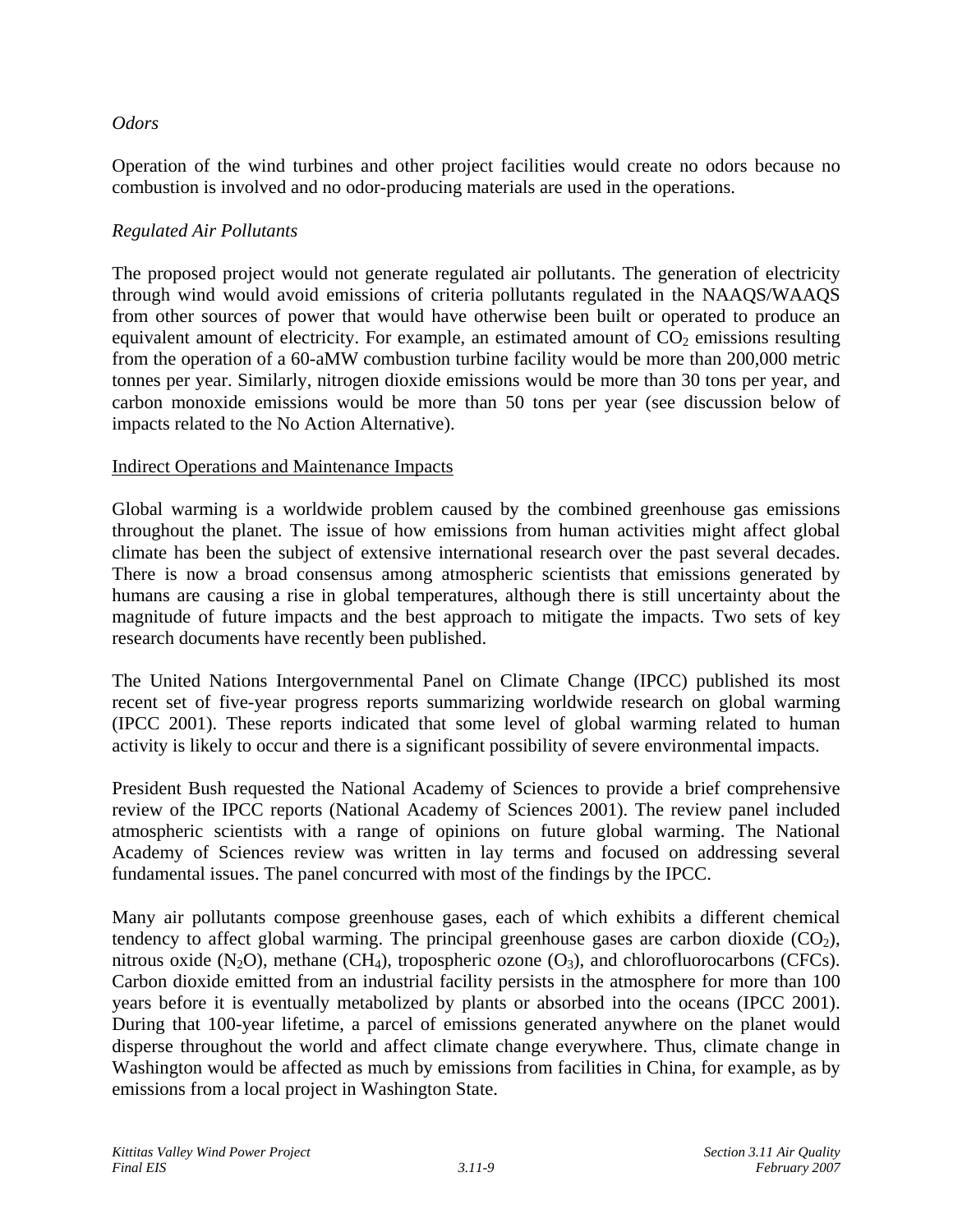*Odors*

Operation of the wind turbines and other project facilities would create no odors because no combustion is involved and no odor-producing materials are used in the operations.

*Regulated Air Pollutants*

The proposed project would not generate regulated air pollutants. The generation of electricity through wind would avoid emissions of criteria pollutants regulated in the NAAQS/WAAQS from other sources of power that would have otherwise been built or operated to produce an equivalent amount of electricity. For example, an estimated amount of $CO_2$ emissions resulting from the operation of a 60-aMW combustion turbine facility would be more than 200,000 metric tonnes per year. Similarly, nitrogen dioxide emissions would be more than 30 tons per year, and carbon monoxide emissions would be more than 50 tons per year (see discussion below of impacts related to the No Action Alternative).

<u>Indirect Operations and Maintenance Impacts</u>

Global warming is a worldwide problem caused by the combined greenhouse gas emissions throughout the planet. The issue of how emissions from human activities might affect global climate has been the subject of extensive international research over the past several decades. There is now a broad consensus among atmospheric scientists that emissions generated by humans are causing a rise in global temperatures, although there is still uncertainty about the magnitude of future impacts and the best approach to mitigate the impacts. Two sets of key research documents have recently been published.

The United Nations Intergovernmental Panel on Climate Change (IPCC) published its most recent set of five-year progress reports summarizing worldwide research on global warming (IPCC 2001). These reports indicated that some level of global warming related to human activity is likely to occur and there is a significant possibility of severe environmental impacts.

President Bush requested the National Academy of Sciences to provide a brief comprehensive review of the IPCC reports (National Academy of Sciences 2001). The review panel included atmospheric scientists with a range of opinions on future global warming. The National Academy of Sciences review was written in lay terms and focused on addressing several fundamental issues. The panel concurred with most of the findings by the IPCC.

Many air pollutants compose greenhouse gases, each of which exhibits a different chemical tendency to affect global warming. The principal greenhouse gases are carbon dioxide ($CO_2$), nitrous oxide ($N_2O$), methane ($CH_4$), tropospheric ozone ($O_3$), and chlorofluorocarbons (CFCs). Carbon dioxide emitted from an industrial facility persists in the atmosphere for more than 100 years before it is eventually metabolized by plants or absorbed into the oceans (IPCC 2001). During that 100-year lifetime, a parcel of emissions generated anywhere on the planet would disperse throughout the world and affect climate change everywhere. Thus, climate change in Washington would be affected as much by emissions from facilities in China, for example, as by emissions from a local project in Washington State.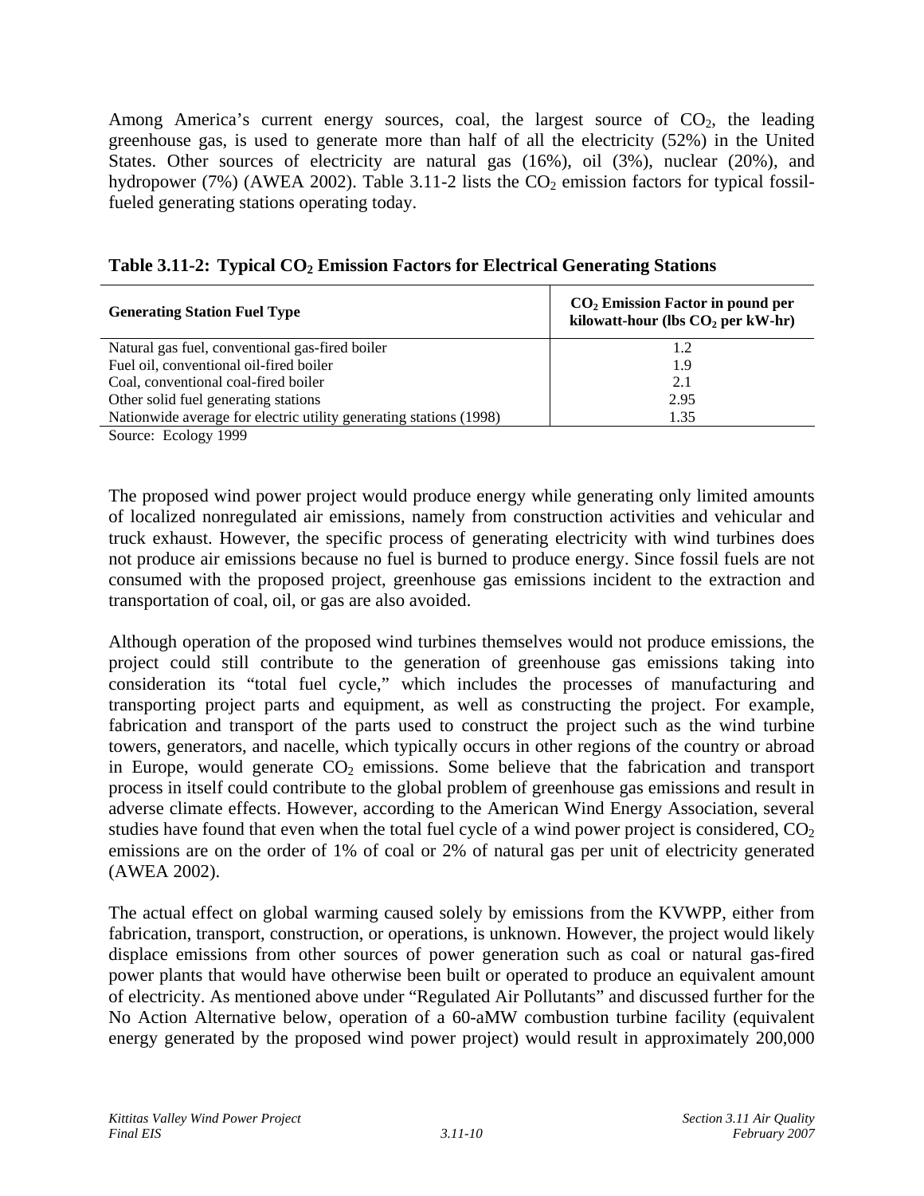Among America's current energy sources, coal, the largest source of $CO_2$, the leading greenhouse gas, is used to generate more than half of all the electricity (52%) in the United States. Other sources of electricity are natural gas (16%), oil (3%), nuclear (20%), and hydropower (7%) (AWEA 2002). Table 3.11-2 lists the $CO_2$ emission factors for typical fossil-fueled generating stations operating today.

**Table 3.11-2: Typical $CO_2$ Emission Factors for Electrical Generating Stations**

| Generating Station Fuel Type | $CO_2$ Emission Factor in pound per kilowatt-hour (lbs $CO_2$ per kW-hr) |
|---|---|
| Natural gas fuel, conventional gas-fired boiler | 1.2 |
| Fuel oil, conventional oil-fired boiler | 1.9 |
| Coal, conventional coal-fired boiler | 2.1 |
| Other solid fuel generating stations | 2.95 |
| Nationwide average for electric utility generating stations (1998) | 1.35 |

Source: Ecology 1999

The proposed wind power project would produce energy while generating only limited amounts of localized nonregulated air emissions, namely from construction activities and vehicular and truck exhaust. However, the specific process of generating electricity with wind turbines does not produce air emissions because no fuel is burned to produce energy. Since fossil fuels are not consumed with the proposed project, greenhouse gas emissions incident to the extraction and transportation of coal, oil, or gas are also avoided.

Although operation of the proposed wind turbines themselves would not produce emissions, the project could still contribute to the generation of greenhouse gas emissions taking into consideration its "total fuel cycle," which includes the processes of manufacturing and transporting project parts and equipment, as well as constructing the project. For example, fabrication and transport of the parts used to construct the project such as the wind turbine towers, generators, and nacelle, which typically occurs in other regions of the country or abroad in Europe, would generate $CO_2$ emissions. Some believe that the fabrication and transport process in itself could contribute to the global problem of greenhouse gas emissions and result in adverse climate effects. However, according to the American Wind Energy Association, several studies have found that even when the total fuel cycle of a wind power project is considered, $CO_2$ emissions are on the order of 1% of coal or 2% of natural gas per unit of electricity generated (AWEA 2002).

The actual effect on global warming caused solely by emissions from the KVWPP, either from fabrication, transport, construction, or operations, is unknown. However, the project would likely displace emissions from other sources of power generation such as coal or natural gas-fired power plants that would have otherwise been built or operated to produce an equivalent amount of electricity. As mentioned above under "Regulated Air Pollutants" and discussed further for the No Action Alternative below, operation of a 60-aMW combustion turbine facility (equivalent energy generated by the proposed wind power project) would result in approximately 200,000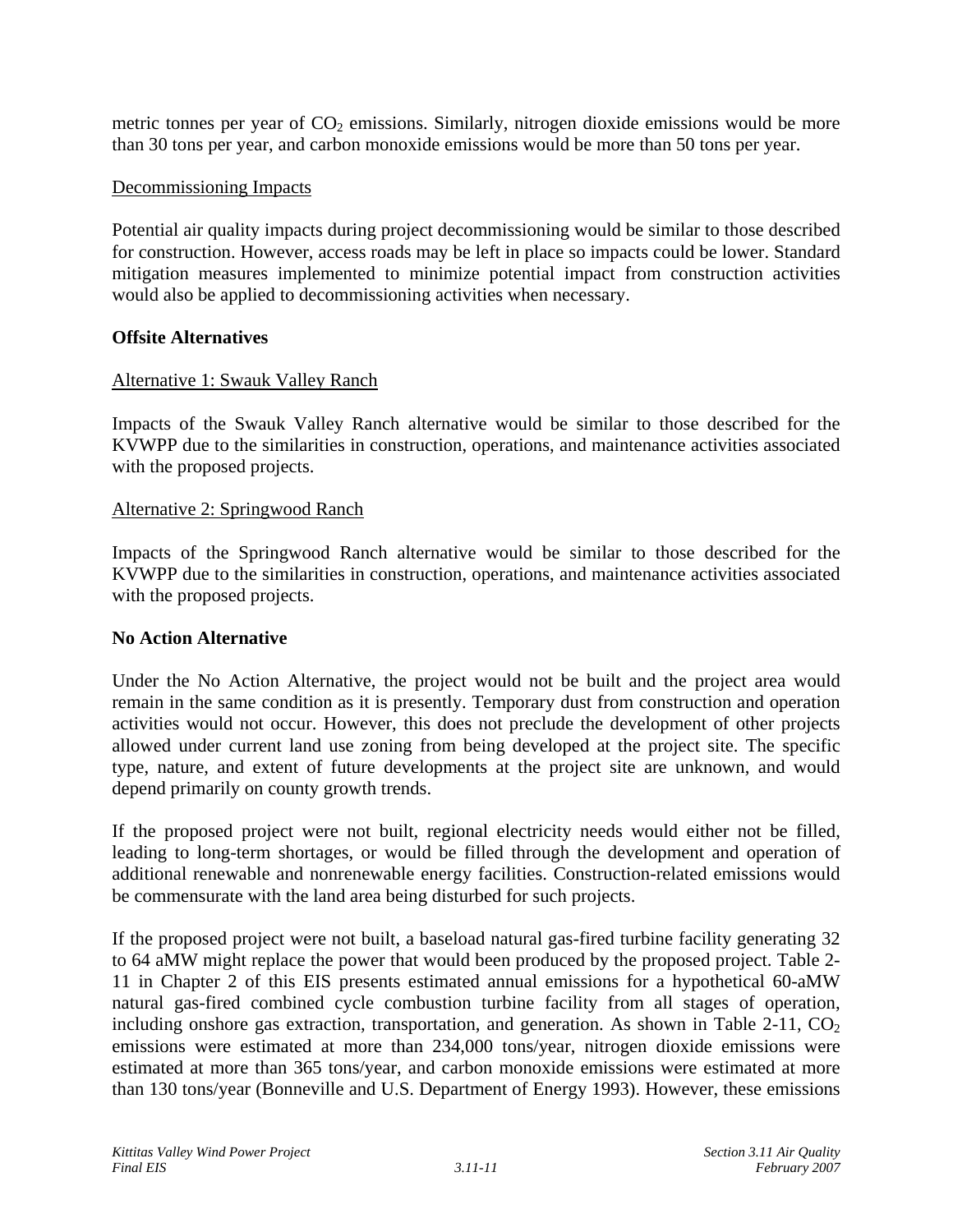metric tonnes per year of $CO_2$ emissions. Similarly, nitrogen dioxide emissions would be more than 30 tons per year, and carbon monoxide emissions would be more than 50 tons per year.

Decommissioning Impacts

Potential air quality impacts during project decommissioning would be similar to those described for construction. However, access roads may be left in place so impacts could be lower. Standard mitigation measures implemented to minimize potential impact from construction activities would also be applied to decommissioning activities when necessary.

**Offsite Alternatives**

Alternative 1: Swauk Valley Ranch

Impacts of the Swauk Valley Ranch alternative would be similar to those described for the KVWPP due to the similarities in construction, operations, and maintenance activities associated with the proposed projects.

Alternative 2: Springwood Ranch

Impacts of the Springwood Ranch alternative would be similar to those described for the KVWPP due to the similarities in construction, operations, and maintenance activities associated with the proposed projects.

**No Action Alternative**

Under the No Action Alternative, the project would not be built and the project area would remain in the same condition as it is presently. Temporary dust from construction and operation activities would not occur. However, this does not preclude the development of other projects allowed under current land use zoning from being developed at the project site. The specific type, nature, and extent of future developments at the project site are unknown, and would depend primarily on county growth trends.

If the proposed project were not built, regional electricity needs would either not be filled, leading to long-term shortages, or would be filled through the development and operation of additional renewable and nonrenewable energy facilities. Construction-related emissions would be commensurate with the land area being disturbed for such projects.

If the proposed project were not built, a baseload natural gas-fired turbine facility generating 32 to 64 aMW might replace the power that would been produced by the proposed project. Table 2-11 in Chapter 2 of this EIS presents estimated annual emissions for a hypothetical 60-aMW natural gas-fired combined cycle combustion turbine facility from all stages of operation, including onshore gas extraction, transportation, and generation. As shown in Table 2-11, $CO_2$ emissions were estimated at more than 234,000 tons/year, nitrogen dioxide emissions were estimated at more than 365 tons/year, and carbon monoxide emissions were estimated at more than 130 tons/year (Bonneville and U.S. Department of Energy 1993). However, these emissions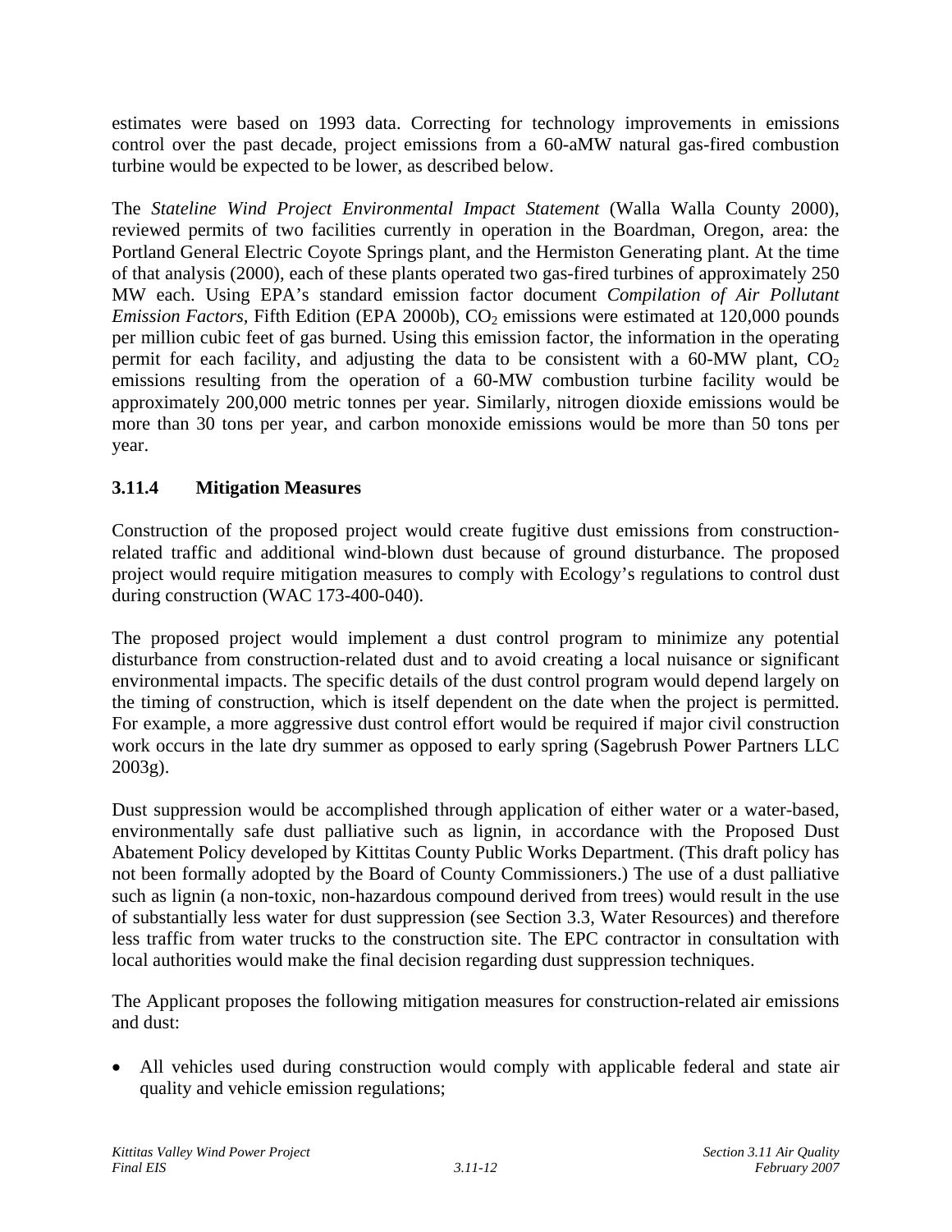estimates were based on 1993 data. Correcting for technology improvements in emissions control over the past decade, project emissions from a 60-aMW natural gas-fired combustion turbine would be expected to be lower, as described below.

The *Stateline Wind Project Environmental Impact Statement* (Walla Walla County 2000), reviewed permits of two facilities currently in operation in the Boardman, Oregon, area: the Portland General Electric Coyote Springs plant, and the Hermiston Generating plant. At the time of that analysis (2000), each of these plants operated two gas-fired turbines of approximately 250 MW each. Using EPA's standard emission factor document *Compilation of Air Pollutant Emission Factors*, Fifth Edition (EPA 2000b), $CO_2$ emissions were estimated at 120,000 pounds per million cubic feet of gas burned. Using this emission factor, the information in the operating permit for each facility, and adjusting the data to be consistent with a 60-MW plant, $CO_2$ emissions resulting from the operation of a 60-MW combustion turbine facility would be approximately 200,000 metric tonnes per year. Similarly, nitrogen dioxide emissions would be more than 30 tons per year, and carbon monoxide emissions would be more than 50 tons per year.

### 3.11.4 Mitigation Measures

Construction of the proposed project would create fugitive dust emissions from construction-related traffic and additional wind-blown dust because of ground disturbance. The proposed project would require mitigation measures to comply with Ecology's regulations to control dust during construction (WAC 173-400-040).

The proposed project would implement a dust control program to minimize any potential disturbance from construction-related dust and to avoid creating a local nuisance or significant environmental impacts. The specific details of the dust control program would depend largely on the timing of construction, which is itself dependent on the date when the project is permitted. For example, a more aggressive dust control effort would be required if major civil construction work occurs in the late dry summer as opposed to early spring (Sagebrush Power Partners LLC 2003g).

Dust suppression would be accomplished through application of either water or a water-based, environmentally safe dust palliative such as lignin, in accordance with the Proposed Dust Abatement Policy developed by Kittitas County Public Works Department. (This draft policy has not been formally adopted by the Board of County Commissioners.) The use of a dust palliative such as lignin (a non-toxic, non-hazardous compound derived from trees) would result in the use of substantially less water for dust suppression (see Section 3.3, Water Resources) and therefore less traffic from water trucks to the construction site. The EPC contractor in consultation with local authorities would make the final decision regarding dust suppression techniques.

The Applicant proposes the following mitigation measures for construction-related air emissions and dust:

- All vehicles used during construction would comply with applicable federal and state air quality and vehicle emission regulations;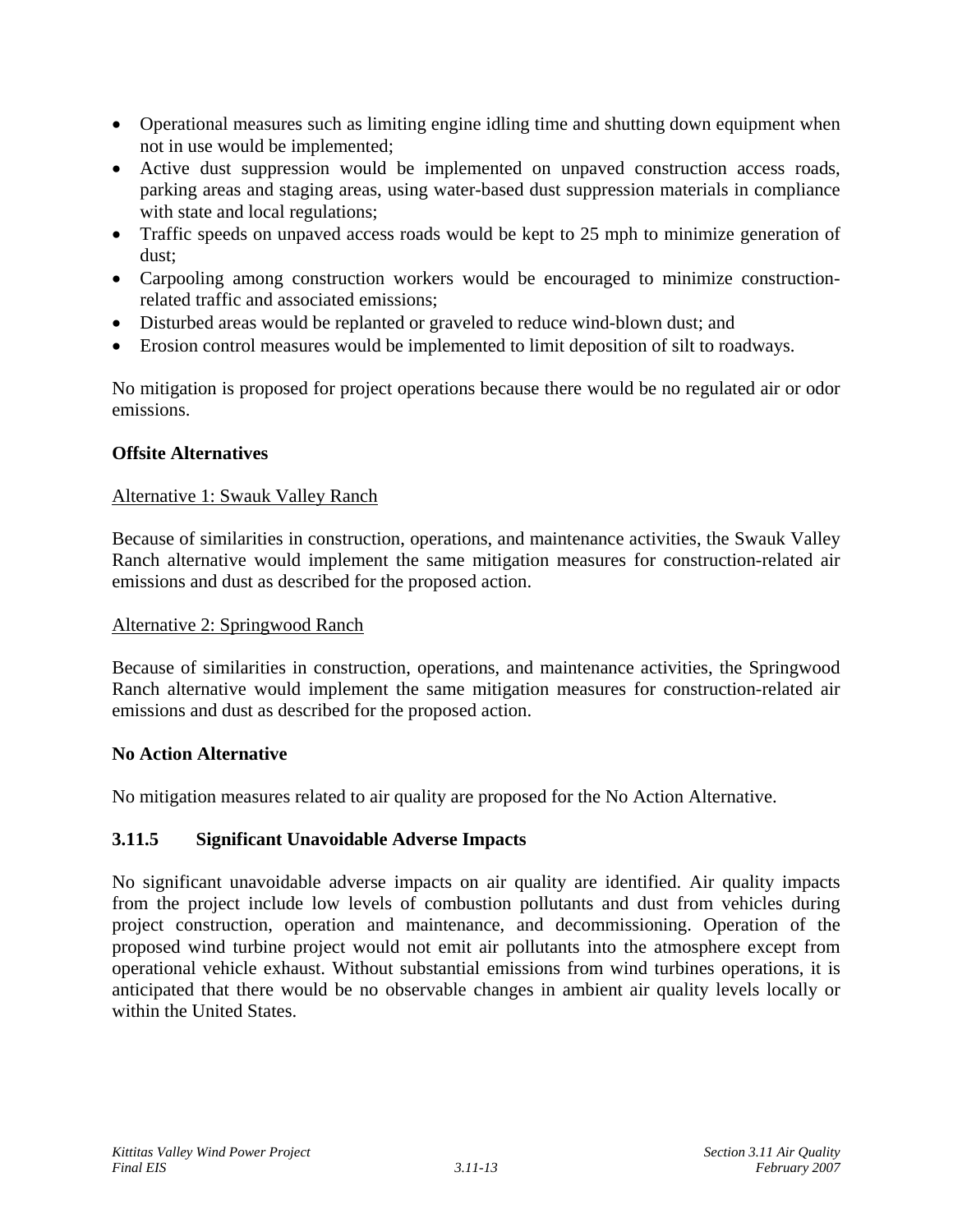- Operational measures such as limiting engine idling time and shutting down equipment when not in use would be implemented;
- Active dust suppression would be implemented on unpaved construction access roads, parking areas and staging areas, using water-based dust suppression materials in compliance with state and local regulations;
- Traffic speeds on unpaved access roads would be kept to 25 mph to minimize generation of dust;
- Carpooling among construction workers would be encouraged to minimize construction-related traffic and associated emissions;
- Disturbed areas would be replanted or graveled to reduce wind-blown dust; and
- Erosion control measures would be implemented to limit deposition of silt to roadways.

No mitigation is proposed for project operations because there would be no regulated air or odor emissions.

**Offsite Alternatives**

Alternative 1: Swauk Valley Ranch

Because of similarities in construction, operations, and maintenance activities, the Swauk Valley Ranch alternative would implement the same mitigation measures for construction-related air emissions and dust as described for the proposed action.

Alternative 2: Springwood Ranch

Because of similarities in construction, operations, and maintenance activities, the Springwood Ranch alternative would implement the same mitigation measures for construction-related air emissions and dust as described for the proposed action.

**No Action Alternative**

No mitigation measures related to air quality are proposed for the No Action Alternative.

### 3.11.5 Significant Unavoidable Adverse Impacts

No significant unavoidable adverse impacts on air quality are identified. Air quality impacts from the project include low levels of combustion pollutants and dust from vehicles during project construction, operation and maintenance, and decommissioning. Operation of the proposed wind turbine project would not emit air pollutants into the atmosphere except from operational vehicle exhaust. Without substantial emissions from wind turbines operations, it is anticipated that there would be no observable changes in ambient air quality levels locally or within the United States.